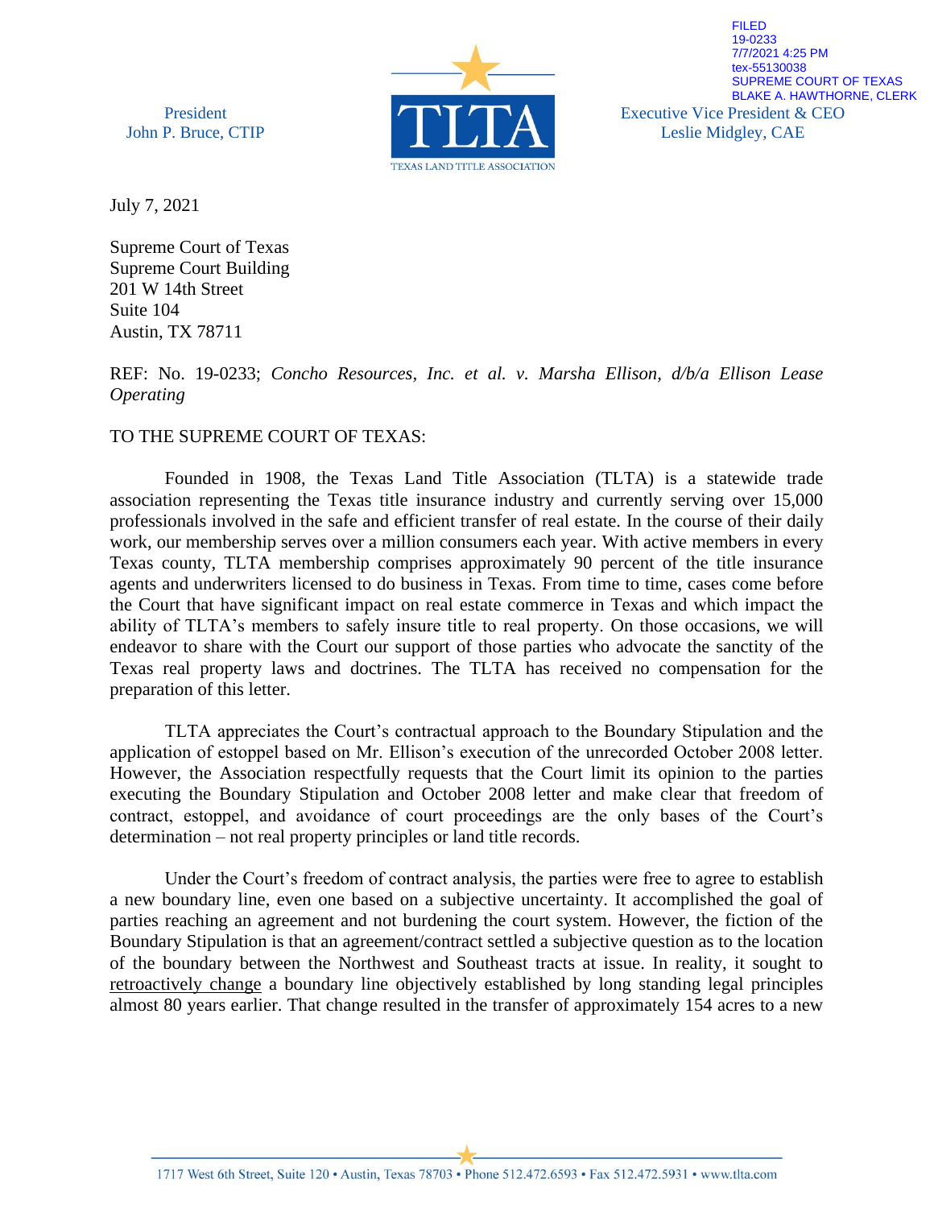FILED
19-0233
7/7/2021 4:25 PM
tex-55130038
SUPREME COURT OF TEXAS
BLAKE A. HAWTHORNE, CLERK

President
John P. Bruce, CTIP

TLTA
TEXAS LAND TITLE ASSOCIATION

Executive Vice President & CEO
Leslie Midgley, CAE

July 7, 2021

Supreme Court of Texas
Supreme Court Building
201 W 14th Street
Suite 104
Austin, TX 78711

REF: No. 19-0233; *Concho Resources, Inc. et al. v. Marsha Ellison, d/b/a Ellison Lease Operating*

TO THE SUPREME COURT OF TEXAS:

Founded in 1908, the Texas Land Title Association (TLTA) is a statewide trade association representing the Texas title insurance industry and currently serving over 15,000 professionals involved in the safe and efficient transfer of real estate. In the course of their daily work, our membership serves over a million consumers each year. With active members in every Texas county, TLTA membership comprises approximately 90 percent of the title insurance agents and underwriters licensed to do business in Texas. From time to time, cases come before the Court that have significant impact on real estate commerce in Texas and which impact the ability of TLTA's members to safely insure title to real property. On those occasions, we will endeavor to share with the Court our support of those parties who advocate the sanctity of the Texas real property laws and doctrines. The TLTA has received no compensation for the preparation of this letter.

TLTA appreciates the Court's contractual approach to the Boundary Stipulation and the application of estoppel based on Mr. Ellison's execution of the unrecorded October 2008 letter. However, the Association respectfully requests that the Court limit its opinion to the parties executing the Boundary Stipulation and October 2008 letter and make clear that freedom of contract, estoppel, and avoidance of court proceedings are the only bases of the Court's determination – not real property principles or land title records.

Under the Court's freedom of contract analysis, the parties were free to agree to establish a new boundary line, even one based on a subjective uncertainty. It accomplished the goal of parties reaching an agreement and not burdening the court system. However, the fiction of the Boundary Stipulation is that an agreement/contract settled a subjective question as to the location of the boundary between the Northwest and Southeast tracts at issue. In reality, it sought to retroactively change a boundary line objectively established by long standing legal principles almost 80 years earlier. That change resulted in the transfer of approximately 154 acres to a new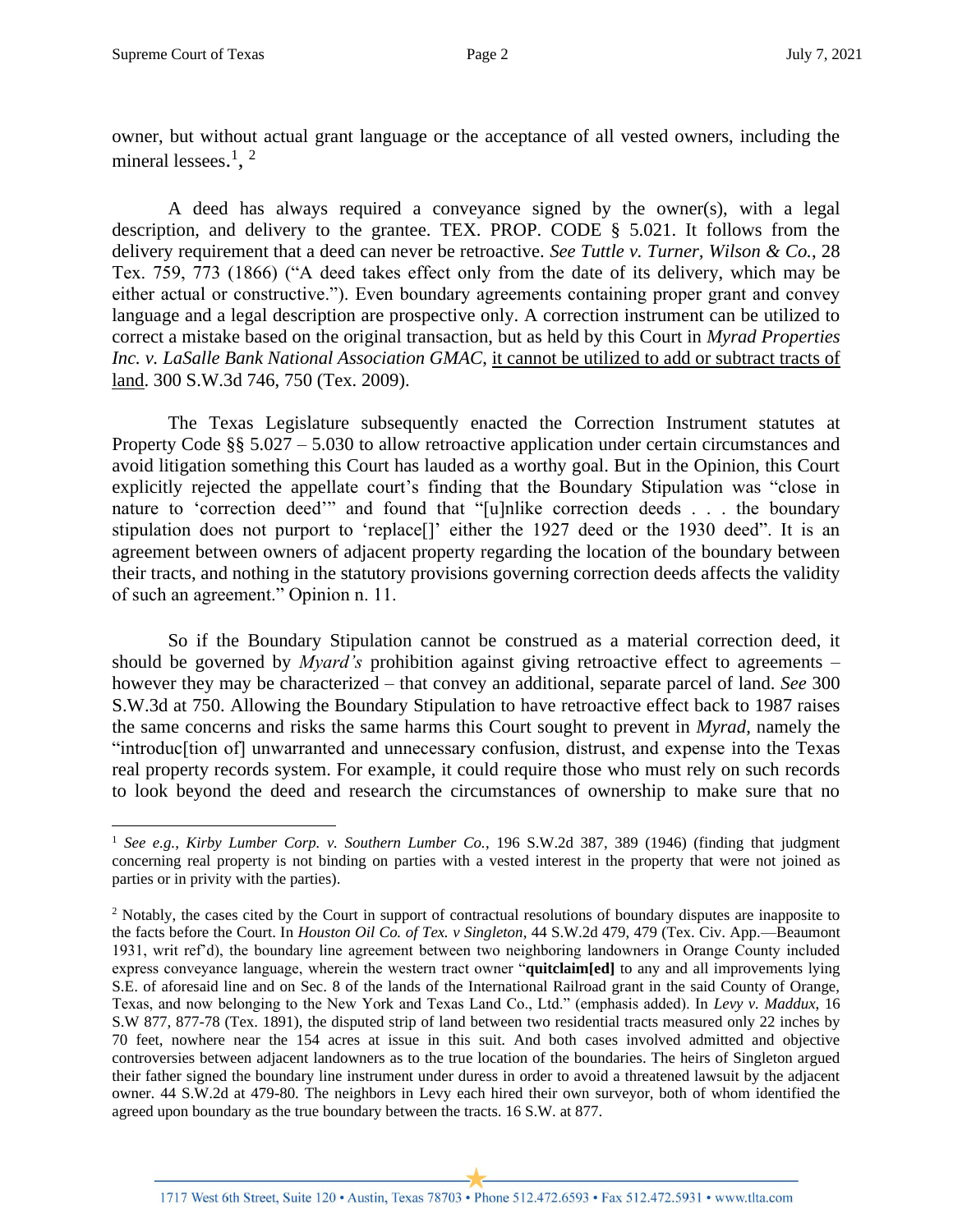owner, but without actual grant language or the acceptance of all vested owners, including the mineral lessees.[1], [2]

A deed has always required a conveyance signed by the owner(s), with a legal description, and delivery to the grantee. TEX. PROP. CODE § 5.021. It follows from the delivery requirement that a deed can never be retroactive. *See Tuttle v. Turner, Wilson & Co.*, 28 Tex. 759, 773 (1866) ("A deed takes effect only from the date of its delivery, which may be either actual or constructive."). Even boundary agreements containing proper grant and convey language and a legal description are prospective only. A correction instrument can be utilized to correct a mistake based on the original transaction, but as held by this Court in *Myrad Properties Inc. v. LaSalle Bank National Association GMAC*, <u>it cannot be utilized to add or subtract tracts of land</u>. 300 S.W.3d 746, 750 (Tex. 2009).

The Texas Legislature subsequently enacted the Correction Instrument statutes at Property Code §§ 5.027 – 5.030 to allow retroactive application under certain circumstances and avoid litigation something this Court has lauded as a worthy goal. But in the Opinion, this Court explicitly rejected the appellate court's finding that the Boundary Stipulation was "close in nature to 'correction deed'" and found that "[u]nlike correction deeds . . . the boundary stipulation does not purport to 'replace[]' either the 1927 deed or the 1930 deed". It is an agreement between owners of adjacent property regarding the location of the boundary between their tracts, and nothing in the statutory provisions governing correction deeds affects the validity of such an agreement." Opinion n. 11.

So if the Boundary Stipulation cannot be construed as a material correction deed, it should be governed by *Myard's* prohibition against giving retroactive effect to agreements – however they may be characterized – that convey an additional, separate parcel of land. *See* 300 S.W.3d at 750. Allowing the Boundary Stipulation to have retroactive effect back to 1987 raises the same concerns and risks the same harms this Court sought to prevent in *Myrad*, namely the "introduc[tion of] unwarranted and unnecessary confusion, distrust, and expense into the Texas real property records system. For example, it could require those who must rely on such records to look beyond the deed and research the circumstances of ownership to make sure that no

---

[1] *See e.g.*, *Kirby Lumber Corp. v. Southern Lumber Co.*, 196 S.W.2d 387, 389 (1946) (finding that judgment concerning real property is not binding on parties with a vested interest in the property that were not joined as parties or in privity with the parties).

[2] Notably, the cases cited by the Court in support of contractual resolutions of boundary disputes are inapposite to the facts before the Court. In *Houston Oil Co. of Tex. v Singleton*, 44 S.W.2d 479, 479 (Tex. Civ. App.—Beaumont 1931, writ ref'd), the boundary line agreement between two neighboring landowners in Orange County included express conveyance language, wherein the western tract owner "**quitclaim[ed]** to any and all improvements lying S.E. of aforesaid line and on Sec. 8 of the lands of the International Railroad grant in the said County of Orange, Texas, and now belonging to the New York and Texas Land Co., Ltd." (emphasis added). In *Levy v. Maddux*, 16 S.W 877, 877-78 (Tex. 1891), the disputed strip of land between two residential tracts measured only 22 inches by 70 feet, nowhere near the 154 acres at issue in this suit. And both cases involved admitted and objective controversies between adjacent landowners as to the true location of the boundaries. The heirs of Singleton argued their father signed the boundary line instrument under duress in order to avoid a threatened lawsuit by the adjacent owner. 44 S.W.2d at 479-80. The neighbors in Levy each hired their own surveyor, both of whom identified the agreed upon boundary as the true boundary between the tracts. 16 S.W. at 877.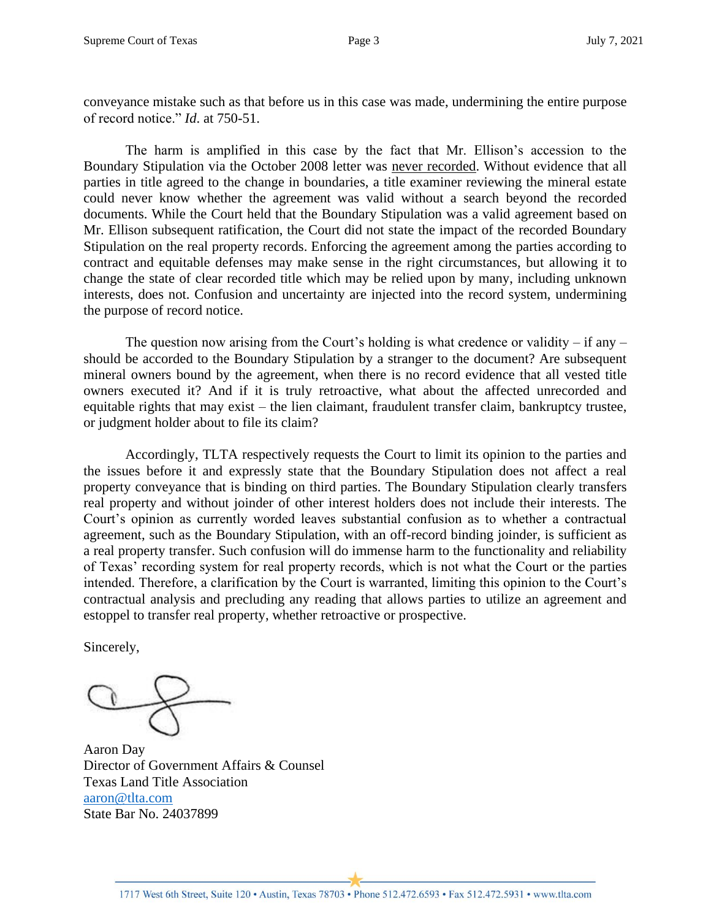conveyance mistake such as that before us in this case was made, undermining the entire purpose of record notice." *Id.* at 750-51.

The harm is amplified in this case by the fact that Mr. Ellison's accession to the Boundary Stipulation via the October 2008 letter was <u>never recorded</u>. Without evidence that all parties in title agreed to the change in boundaries, a title examiner reviewing the mineral estate could never know whether the agreement was valid without a search beyond the recorded documents. While the Court held that the Boundary Stipulation was a valid agreement based on Mr. Ellison subsequent ratification, the Court did not state the impact of the recorded Boundary Stipulation on the real property records. Enforcing the agreement among the parties according to contract and equitable defenses may make sense in the right circumstances, but allowing it to change the state of clear recorded title which may be relied upon by many, including unknown interests, does not. Confusion and uncertainty are injected into the record system, undermining the purpose of record notice.

The question now arising from the Court's holding is what credence or validity – if any – should be accorded to the Boundary Stipulation by a stranger to the document? Are subsequent mineral owners bound by the agreement, when there is no record evidence that all vested title owners executed it? And if it is truly retroactive, what about the affected unrecorded and equitable rights that may exist – the lien claimant, fraudulent transfer claim, bankruptcy trustee, or judgment holder about to file its claim?

Accordingly, TLTA respectively requests the Court to limit its opinion to the parties and the issues before it and expressly state that the Boundary Stipulation does not affect a real property conveyance that is binding on third parties. The Boundary Stipulation clearly transfers real property and without joinder of other interest holders does not include their interests. The Court's opinion as currently worded leaves substantial confusion as to whether a contractual agreement, such as the Boundary Stipulation, with an off-record binding joinder, is sufficient as a real property transfer. Such confusion will do immense harm to the functionality and reliability of Texas' recording system for real property records, which is not what the Court or the parties intended. Therefore, a clarification by the Court is warranted, limiting this opinion to the Court's contractual analysis and precluding any reading that allows parties to utilize an agreement and estoppel to transfer real property, whether retroactive or prospective.

Sincerely,

Aaron Day
Director of Government Affairs & Counsel
Texas Land Title Association
aaron@tlta.com
State Bar No. 24037899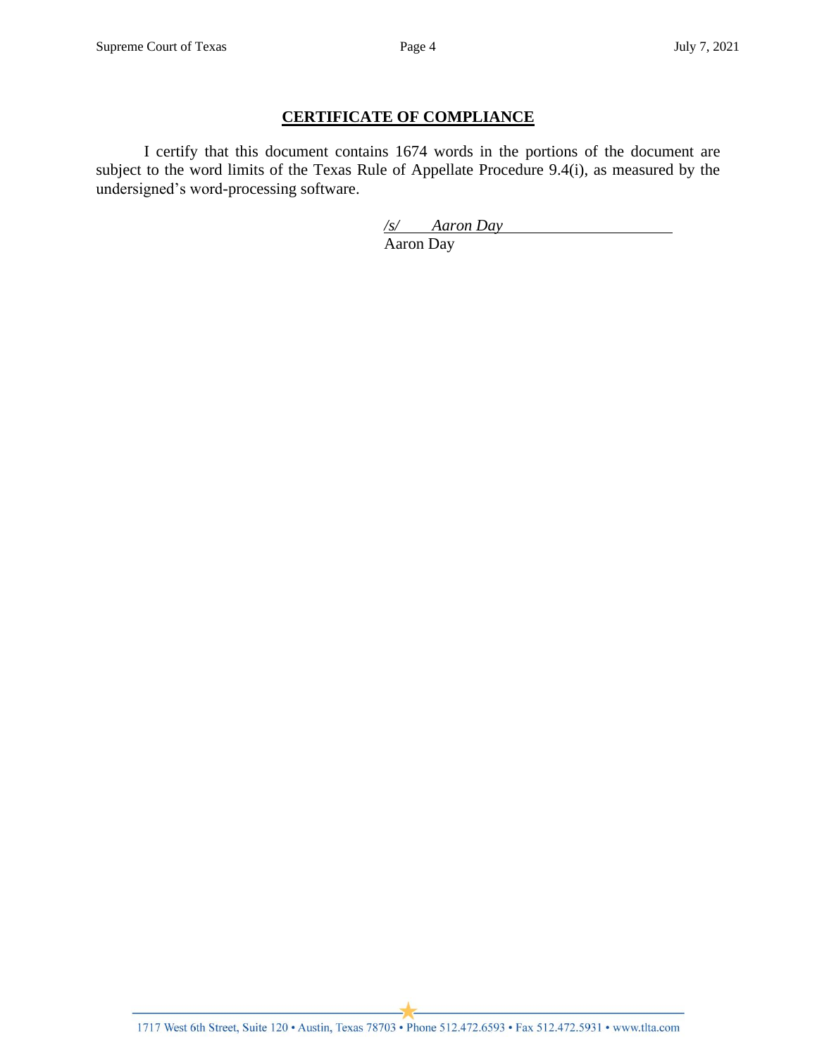## **CERTIFICATE OF COMPLIANCE**

I certify that this document contains 1674 words in the portions of the document are subject to the word limits of the Texas Rule of Appellate Procedure 9.4(i), as measured by the undersigned's word-processing software.

*/s/ Aaron Day*
Aaron Day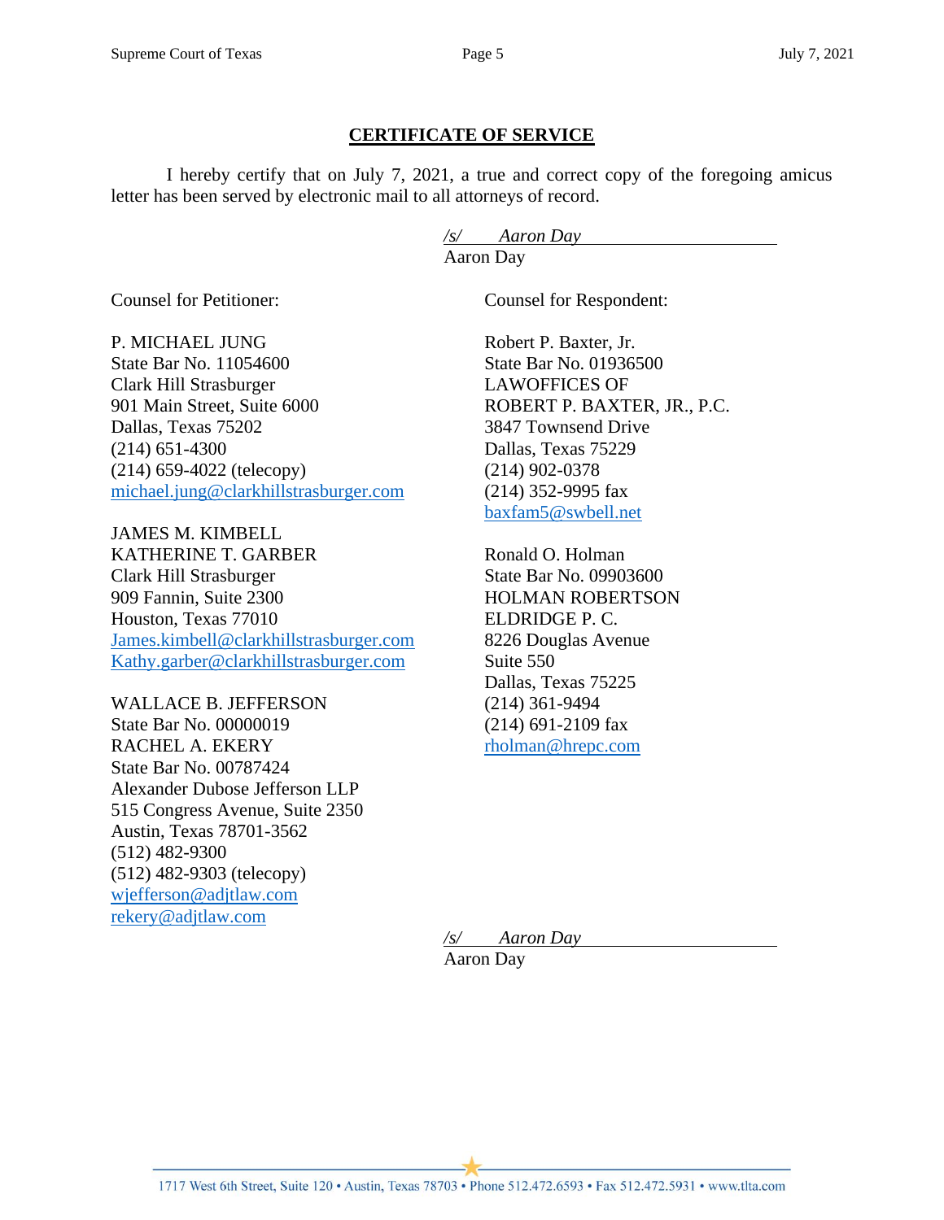## CERTIFICATE OF SERVICE

I hereby certify that on July 7, 2021, a true and correct copy of the foregoing amicus letter has been served by electronic mail to all attorneys of record.

*/s/ Aaron Day*
Aaron Day

Counsel for Petitioner:

P. MICHAEL JUNG
State Bar No. 11054600
Clark Hill Strasburger
901 Main Street, Suite 6000
Dallas, Texas 75202
(214) 651-4300
(214) 659-4022 (telecopy)
michael.jung@clarkhillstrasburger.com

JAMES M. KIMBELL
KATHERINE T. GARBER
Clark Hill Strasburger
909 Fannin, Suite 2300
Houston, Texas 77010
James.kimbell@clarkhillstrasburger.com
Kathy.garber@clarkhillstrasburger.com

WALLACE B. JEFFERSON
State Bar No. 00000019
RACHEL A. EKERY
State Bar No. 00787424
Alexander Dubose Jefferson LLP
515 Congress Avenue, Suite 2350
Austin, Texas 78701-3562
(512) 482-9300
(512) 482-9303 (telecopy)
wjefferson@adjtlaw.com
rekery@adjtlaw.com

Counsel for Respondent:

Robert P. Baxter, Jr.
State Bar No. 01936500
LAWOFFICES OF
ROBERT P. BAXTER, JR., P.C.
3847 Townsend Drive
Dallas, Texas 75229
(214) 902-0378
(214) 352-9995 fax
baxfam5@swbell.net

Ronald O. Holman
State Bar No. 09903600
HOLMAN ROBERTSON
ELDRIDGE P. C.
8226 Douglas Avenue
Suite 550
Dallas, Texas 75225
(214) 361-9494
(214) 691-2109 fax
rholman@hrepc.com

*/s/ Aaron Day*
Aaron Day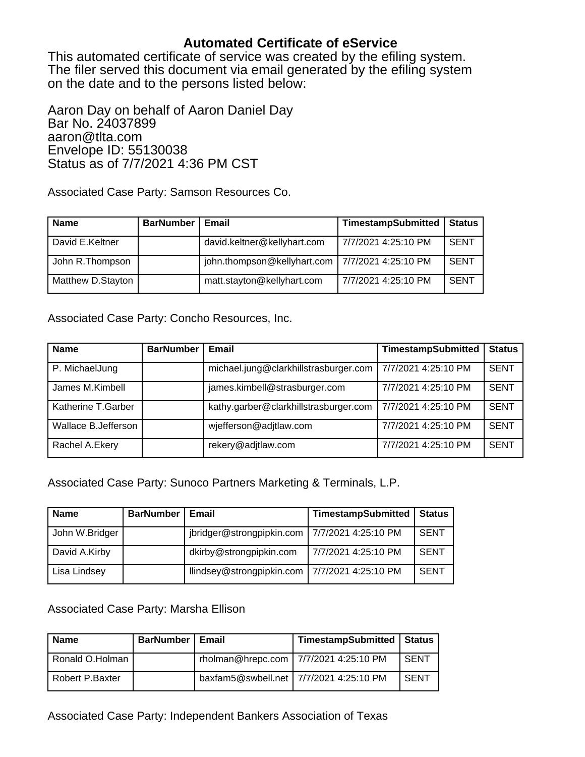## Automated Certificate of eService

This automated certificate of service was created by the efiling system. The filer served this document via email generated by the efiling system on the date and to the persons listed below:

Aaron Day on behalf of Aaron Daniel Day
Bar No. 24037899
aaron@tlta.com
Envelope ID: 55130038
Status as of 7/7/2021 4:36 PM CST

Associated Case Party: Samson Resources Co.

| Name | BarNumber | Email | TimestampSubmitted | Status |
| --- | --- | --- | --- | --- |
| David E.Keltner | | david.keltner@kellyhart.com | 7/7/2021 4:25:10 PM | SENT |
| John R.Thompson | | john.thompson@kellyhart.com | 7/7/2021 4:25:10 PM | SENT |
| Matthew D.Stayton | | matt.stayton@kellyhart.com | 7/7/2021 4:25:10 PM | SENT |

Associated Case Party: Concho Resources, Inc.

| Name | BarNumber | Email | TimestampSubmitted | Status |
| --- | --- | --- | --- | --- |
| P. MichaelJung | | michael.jung@clarkhillstrasburger.com | 7/7/2021 4:25:10 PM | SENT |
| James M.Kimbell | | james.kimbell@strasburger.com | 7/7/2021 4:25:10 PM | SENT |
| Katherine T.Garber | | kathy.garber@clarkhillstrasburger.com | 7/7/2021 4:25:10 PM | SENT |
| Wallace B.Jefferson | | wjefferson@adjtlaw.com | 7/7/2021 4:25:10 PM | SENT |
| Rachel A.Ekery | | rekery@adjtlaw.com | 7/7/2021 4:25:10 PM | SENT |

Associated Case Party: Sunoco Partners Marketing & Terminals, L.P.

| Name | BarNumber | Email | TimestampSubmitted | Status |
| --- | --- | --- | --- | --- |
| John W.Bridger | | jbridger@strongpipkin.com | 7/7/2021 4:25:10 PM | SENT |
| David A.Kirby | | dkirby@strongpipkin.com | 7/7/2021 4:25:10 PM | SENT |
| Lisa Lindsey | | llindsey@strongpipkin.com | 7/7/2021 4:25:10 PM | SENT |

Associated Case Party: Marsha Ellison

| Name | BarNumber | Email | TimestampSubmitted | Status |
| --- | --- | --- | --- | --- |
| Ronald O.Holman | | rholman@hrepc.com | 7/7/2021 4:25:10 PM | SENT |
| Robert P.Baxter | | baxfam5@swbell.net | 7/7/2021 4:25:10 PM | SENT |

Associated Case Party: Independent Bankers Association of Texas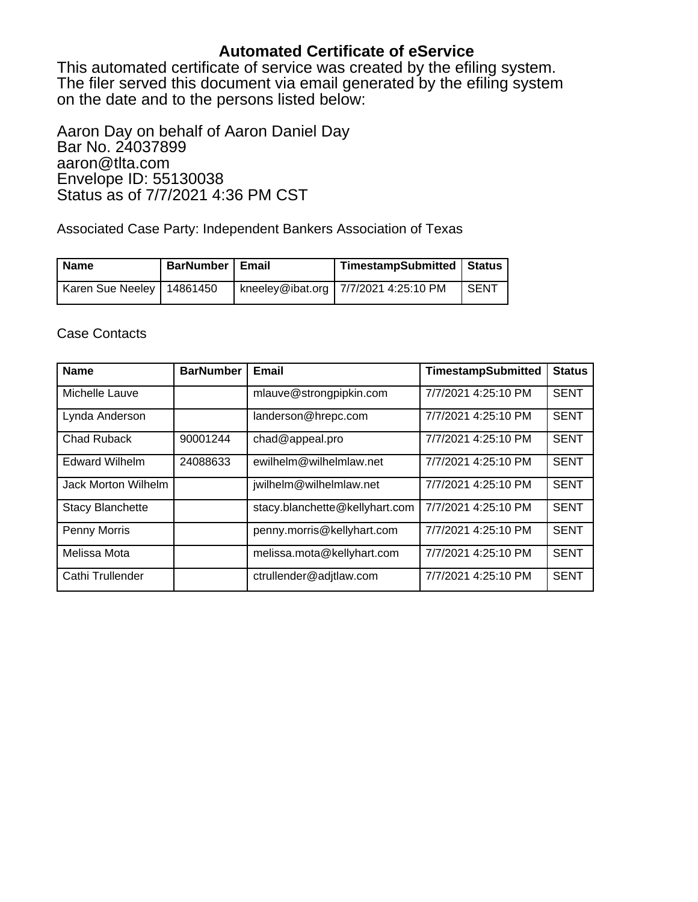# Automated Certificate of eService

This automated certificate of service was created by the efiling system. The filer served this document via email generated by the efiling system on the date and to the persons listed below:

Aaron Day on behalf of Aaron Daniel Day
Bar No. 24037899
aaron@tlta.com
Envelope ID: 55130038
Status as of 7/7/2021 4:36 PM CST

Associated Case Party: Independent Bankers Association of Texas

| Name | BarNumber | Email | TimestampSubmitted | Status |
|---|---|---|---|---|
| Karen Sue Neeley | 14861450 | kneeley@ibat.org | 7/7/2021 4:25:10 PM | SENT |

Case Contacts

| Name | BarNumber | Email | TimestampSubmitted | Status |
|---|---|---|---|---|
| Michelle Lauve | | mlauve@strongpipkin.com | 7/7/2021 4:25:10 PM | SENT |
| Lynda Anderson | | landerson@hrepc.com | 7/7/2021 4:25:10 PM | SENT |
| Chad Ruback | 90001244 | chad@appeal.pro | 7/7/2021 4:25:10 PM | SENT |
| Edward Wilhelm | 24088633 | ewilhelm@wilhelmlaw.net | 7/7/2021 4:25:10 PM | SENT |
| Jack Morton Wilhelm | | jwilhelm@wilhelmlaw.net | 7/7/2021 4:25:10 PM | SENT |
| Stacy Blanchette | | stacy.blanchette@kellyhart.com | 7/7/2021 4:25:10 PM | SENT |
| Penny Morris | | penny.morris@kellyhart.com | 7/7/2021 4:25:10 PM | SENT |
| Melissa Mota | | melissa.mota@kellyhart.com | 7/7/2021 4:25:10 PM | SENT |
| Cathi Trullender | | ctrullender@adjtlaw.com | 7/7/2021 4:25:10 PM | SENT |